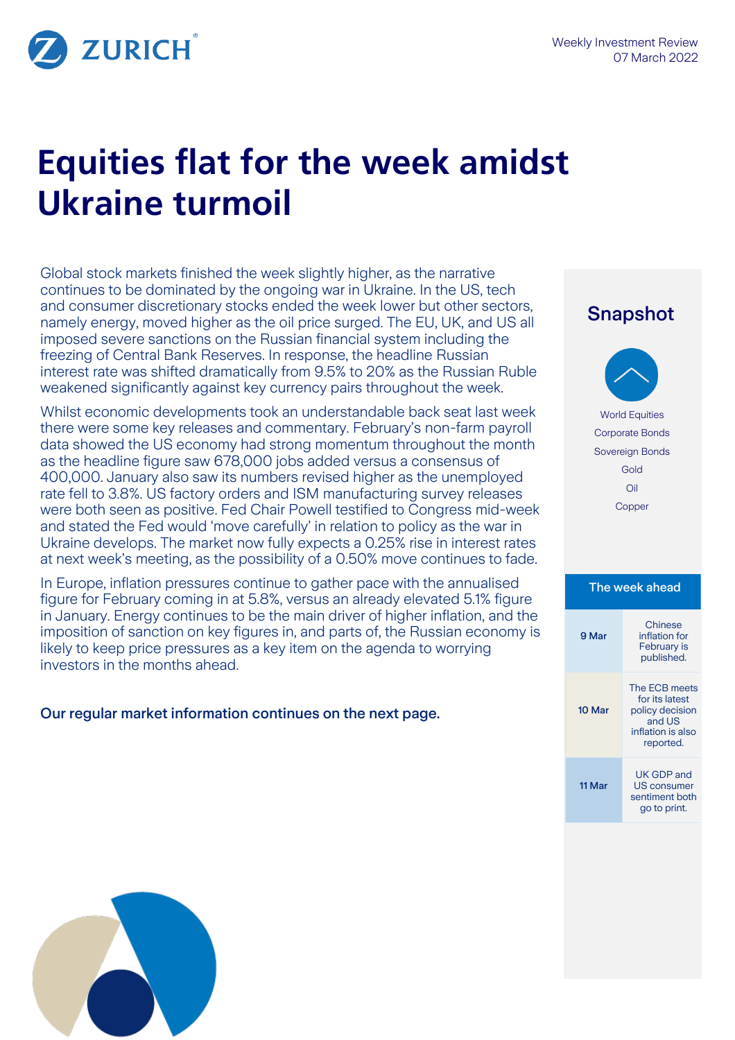Weekly Investment Review
07 March 2022

# Equities flat for the week amidst Ukraine turmoil

Global stock markets finished the week slightly higher, as the narrative continues to be dominated by the ongoing war in Ukraine. In the US, tech and consumer discretionary stocks ended the week lower but other sectors, namely energy, moved higher as the oil price surged. The EU, UK, and US all imposed severe sanctions on the Russian financial system including the freezing of Central Bank Reserves. In response, the headline Russian interest rate was shifted dramatically from 9.5% to 20% as the Russian Ruble weakened significantly against key currency pairs throughout the week.

Whilst economic developments took an understandable back seat last week there were some key releases and commentary. February's non-farm payroll data showed the US economy had strong momentum throughout the month as the headline figure saw 678,000 jobs added versus a consensus of 400,000. January also saw its numbers revised higher as the unemployed rate fell to 3.8%. US factory orders and ISM manufacturing survey releases were both seen as positive. Fed Chair Powell testified to Congress mid-week and stated the Fed would 'move carefully' in relation to policy as the war in Ukraine develops. The market now fully expects a 0.25% rise in interest rates at next week's meeting, as the possibility of a 0.50% move continues to fade.

In Europe, inflation pressures continue to gather pace with the annualised figure for February coming in at 5.8%, versus an already elevated 5.1% figure in January. Energy continues to be the main driver of higher inflation, and the imposition of sanction on key figures in, and parts of, the Russian economy is likely to keep price pressures as a key item on the agenda to worrying investors in the months ahead.

**Our regular market information continues on the next page.**

## Snapshot

World Equities
Corporate Bonds
Sovereign Bonds
Gold
Oil
Copper

| The week ahead | |
|---|---|
| 9 Mar | Chinese inflation for February is published. |
| 10 Mar | The ECB meets for its latest policy decision and US inflation is also reported. |
| 11 Mar | UK GDP and US consumer sentiment both go to print. |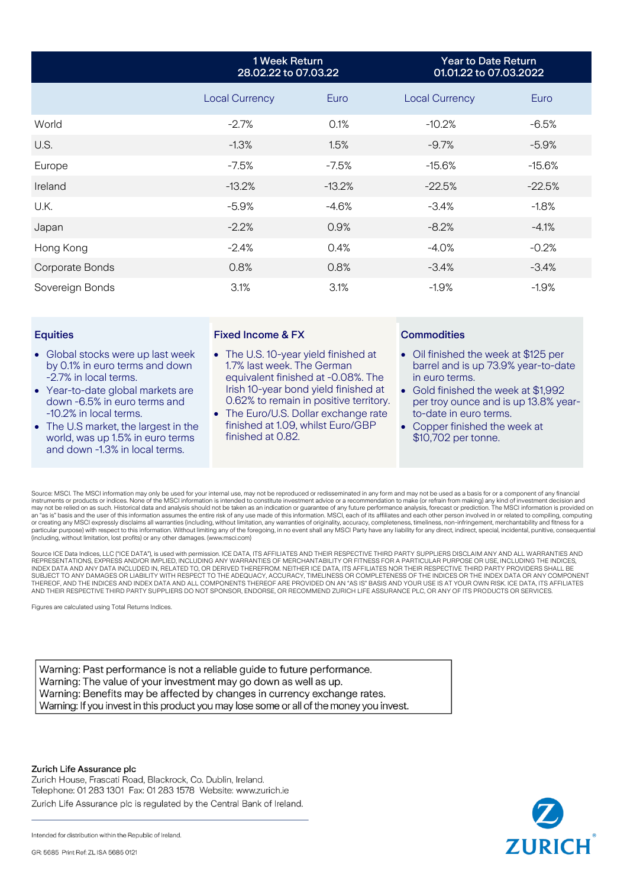| | 1 Week Return 28.02.22 to 07.03.22 | | Year to Date Return 01.01.22 to 07.03.2022 | |
|---|---|---|---|---|
| | Local Currency | Euro | Local Currency | Euro |
| World | -2.7% | 0.1% | -10.2% | -6.5% |
| U.S. | -1.3% | 1.5% | -9.7% | -5.9% |
| Europe | -7.5% | -7.5% | -15.6% | -15.6% |
| Ireland | -13.2% | -13.2% | -22.5% | -22.5% |
| U.K. | -5.9% | -4.6% | -3.4% | -1.8% |
| Japan | -2.2% | 0.9% | -8.2% | -4.1% |
| Hong Kong | -2.4% | 0.4% | -4.0% | -0.2% |
| Corporate Bonds | 0.8% | 0.8% | -3.4% | -3.4% |
| Sovereign Bonds | 3.1% | 3.1% | -1.9% | -1.9% |

### Equities

- Global stocks were up last week by 0.1% in euro terms and down -2.7% in local terms.
- Year-to-date global markets are down -6.5% in euro terms and -10.2% in local terms.
- The U.S market, the largest in the world, was up 1.5% in euro terms and down -1.3% in local terms.

### Fixed Income & FX

- The U.S. 10-year yield finished at 1.7% last week. The German equivalent finished at -0.08%. The Irish 10-year bond yield finished at 0.62% to remain in positive territory.
- The Euro/U.S. Dollar exchange rate finished at 1.09, whilst Euro/GBP finished at 0.82.

### Commodities

- Oil finished the week at $125 per barrel and is up 73.9% year-to-date in euro terms.
- Gold finished the week at $1,992 per troy ounce and is up 13.8% year-to-date in euro terms.
- Copper finished the week at $10,702 per tonne.

Source: MSCI. The MSCI information may only be used for your internal use, may not be reproduced or redisseminated in any form and may not be used as a basis for or a component of any financial instruments or products or indices. None of the MSCI information is intended to constitute investment advice or a recommendation to make (or refrain from making) any kind of investment decision and may not be relied on as such. Historical data and analysis should not be taken as an indication or guarantee of any future performance analysis, forecast or prediction. The MSCI information is provided on an "as is" basis and the user of this information assumes the entire risk of any use made of this information. MSCI, each of its affiliates and each other person involved in or related to compiling, computing or creating any MSCI expressly disclaims all warranties (including, without limitation, any warranties of originality, accuracy, completeness, timeliness, non-infringement, merchantability and fitness for a particular purpose) with respect to this information. Without limiting any of the foregoing, in no event shall any MSCI Party have any liability for any direct, indirect, special, incidental, punitive, consequential (including, without limitation, lost profits) or any other damages. (www.msci.com)

Source ICE Data Indices, LLC ("ICE DATA"), is used with permission. ICE DATA, ITS AFFILIATES AND THEIR RESPECTIVE THIRD PARTY SUPPLIERS DISCLAIM ANY AND ALL WARRANTIES AND REPRESENTATIONS, EXPRESS AND/OR IMPLIED, INCLUDING ANY WARRANTIES OF MERCHANTABILITY OR FITNESS FOR A PARTICULAR PURPOSE OR USE, INCLUDING THE INDICES, INDEX DATA AND ANY DATA INCLUDED IN, RELATED TO, OR DERIVED THEREFROM. NEITHER ICE DATA, ITS AFFILIATES NOR THEIR RESPECTIVE THIRD PARTY PROVIDERS SHALL BE SUBJECT TO ANY DAMAGES OR LIABILITY WITH RESPECT TO THE ADEQUACY, ACCURACY, TIMELINESS OR COMPLETENESS OF THE INDICES OR THE INDEX DATA OR ANY COMPONENT THEREOF, AND THE INDICES AND INDEX DATA AND ALL COMPONENTS THEREOF ARE PROVIDED ON AN "AS IS" BASIS AND YOUR USE IS AT YOUR OWN RISK. ICE DATA, ITS AFFILIATES AND THEIR RESPECTIVE THIRD PARTY SUPPLIERS DO NOT SPONSOR, ENDORSE, OR RECOMMEND ZURICH LIFE ASSURANCE PLC, OR ANY OF ITS PRODUCTS OR SERVICES.

Figures are calculated using Total Returns Indices.

Warning: Past performance is not a reliable guide to future performance.
Warning: The value of your investment may go down as well as up.
Warning: Benefits may be affected by changes in currency exchange rates.
Warning: If you invest in this product you may lose some or all of the money you invest.

**Zurich Life Assurance plc**
Zurich House, Frascati Road, Blackrock, Co. Dublin, Ireland.
Telephone: 01 283 1301 Fax: 01 283 1578 Website: www.zurich.ie
Zurich Life Assurance plc is regulated by the Central Bank of Ireland.

Intended for distribution within the Republic of Ireland.

GR: 5685 Print Ref: ZL ISA 5685 0121

ZURICH